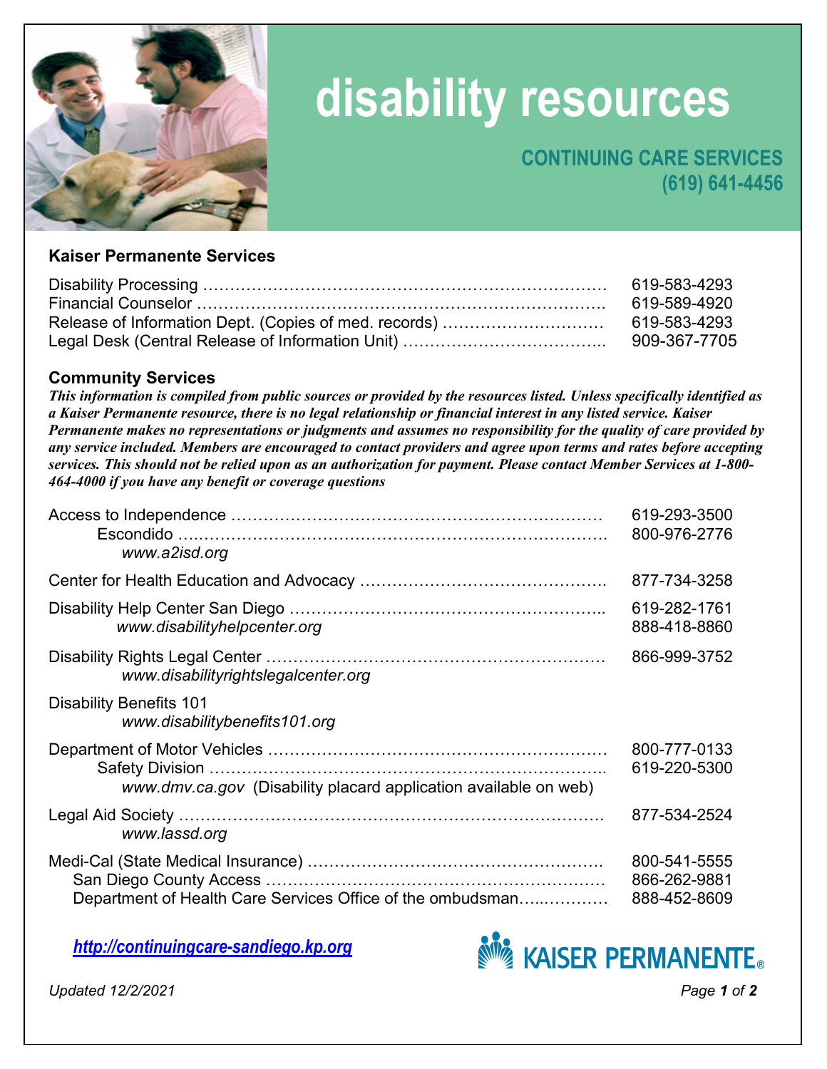# disability resources

**CONTINUING CARE SERVICES**
**(619) 641-4456**

### Kaiser Permanente Services

| Service | Phone |
|---|---|
| Disability Processing | 619-583-4293 |
| Financial Counselor | 619-589-4920 |
| Release of Information Dept. (Copies of med. records) | 619-583-4293 |
| Legal Desk (Central Release of Information Unit) | 909-367-7705 |

### Community Services

***This information is compiled from public sources or provided by the resources listed. Unless specifically identified as a Kaiser Permanente resource, there is no legal relationship or financial interest in any listed service. Kaiser Permanente makes no representations or judgments and assumes no responsibility for the quality of care provided by any service included. Members are encouraged to contact providers and agree upon terms and rates before accepting services. This should not be relied upon as an authorization for payment. Please contact Member Services at 1-800-464-4000 if you have any benefit or coverage questions***

| Service | Phone |
|---|---|
| Access to Independence | 619-293-3500 |
| Escondido | 800-976-2776 |
| *www.a2isd.org* | |
| Center for Health Education and Advocacy | 877-734-3258 |
| Disability Help Center San Diego | 619-282-1761 |
| *www.disabilityhelpcenter.org* | 888-418-8860 |
| Disability Rights Legal Center | 866-999-3752 |
| *www.disabilityrightslegalcenter.org* | |
| Disability Benefits 101 | |
| *www.disabilitybenefits101.org* | |
| Department of Motor Vehicles | 800-777-0133 |
| Safety Division | 619-220-5300 |
| *www.dmv.ca.gov* (Disability placard application available on web) | |
| Legal Aid Society | 877-534-2524 |
| *www.lassd.org* | |
| Medi-Cal (State Medical Insurance) | 800-541-5555 |
| San Diego County Access | 866-262-9881 |
| Department of Health Care Services Office of the ombudsman | 888-452-8609 |

***http://continuingcare-sandiego.kp.org***

KAISER PERMANENTE®

*Updated 12/2/2021*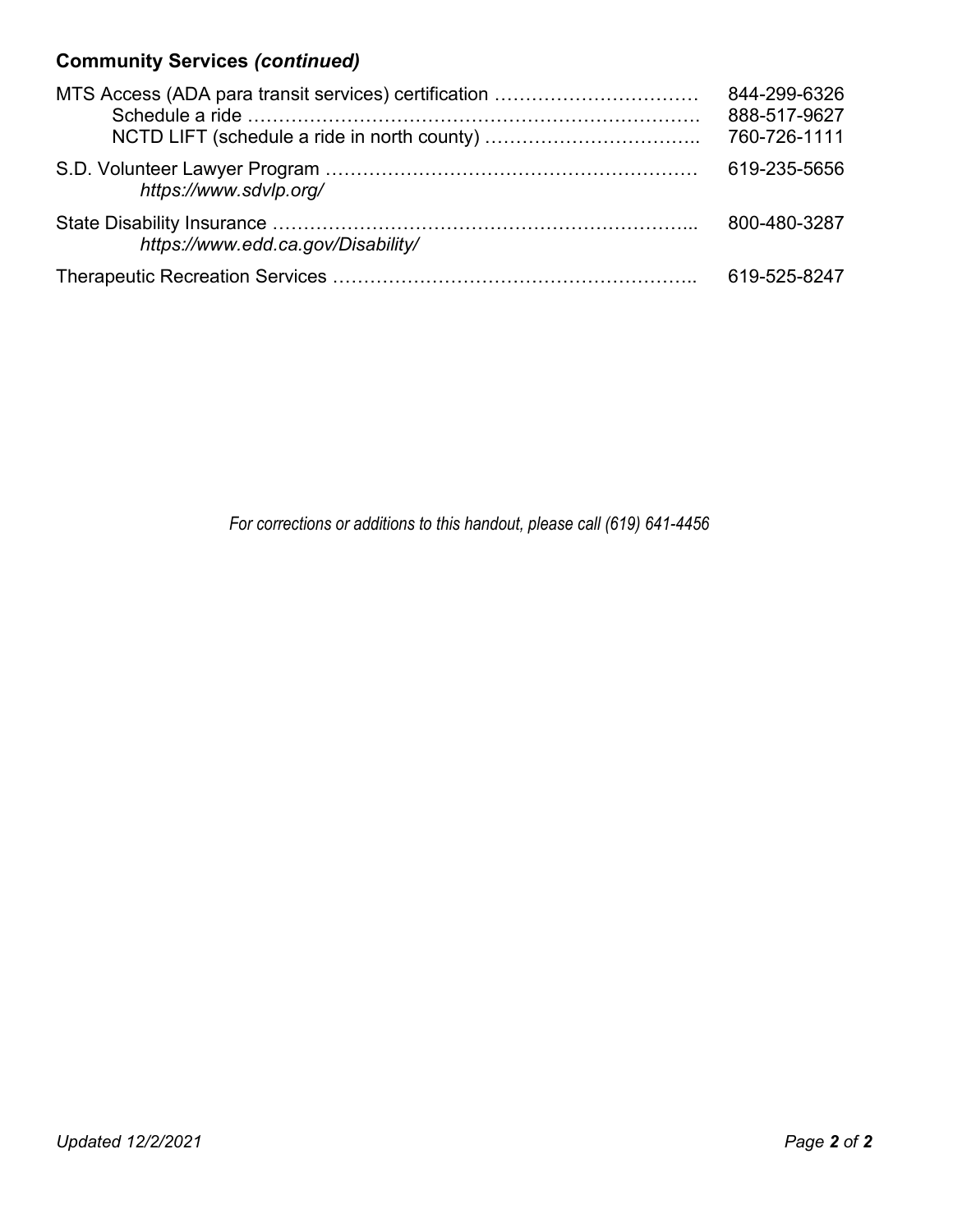## Community Services *(continued)*

| | |
|---|---|
| MTS Access (ADA para transit services) certification ……………………………. | 844-299-6326 |
| Schedule a ride ………………………………………………………………. | 888-517-9627 |
| NCTD LIFT (schedule a ride in north county) …………………………….. | 760-726-1111 |
| S.D. Volunteer Lawyer Program …………………………………………………<br>*https://www.sdvlp.org/* | 619-235-5656 |
| State Disability Insurance …………………………………………………………...<br>*https://www.edd.ca.gov/Disability/* | 800-480-3287 |
| Therapeutic Recreation Services ……………………………………………….. | 619-525-8247 |

*For corrections or additions to this handout, please call (619) 641-4456*

*Updated 12/2/2021*